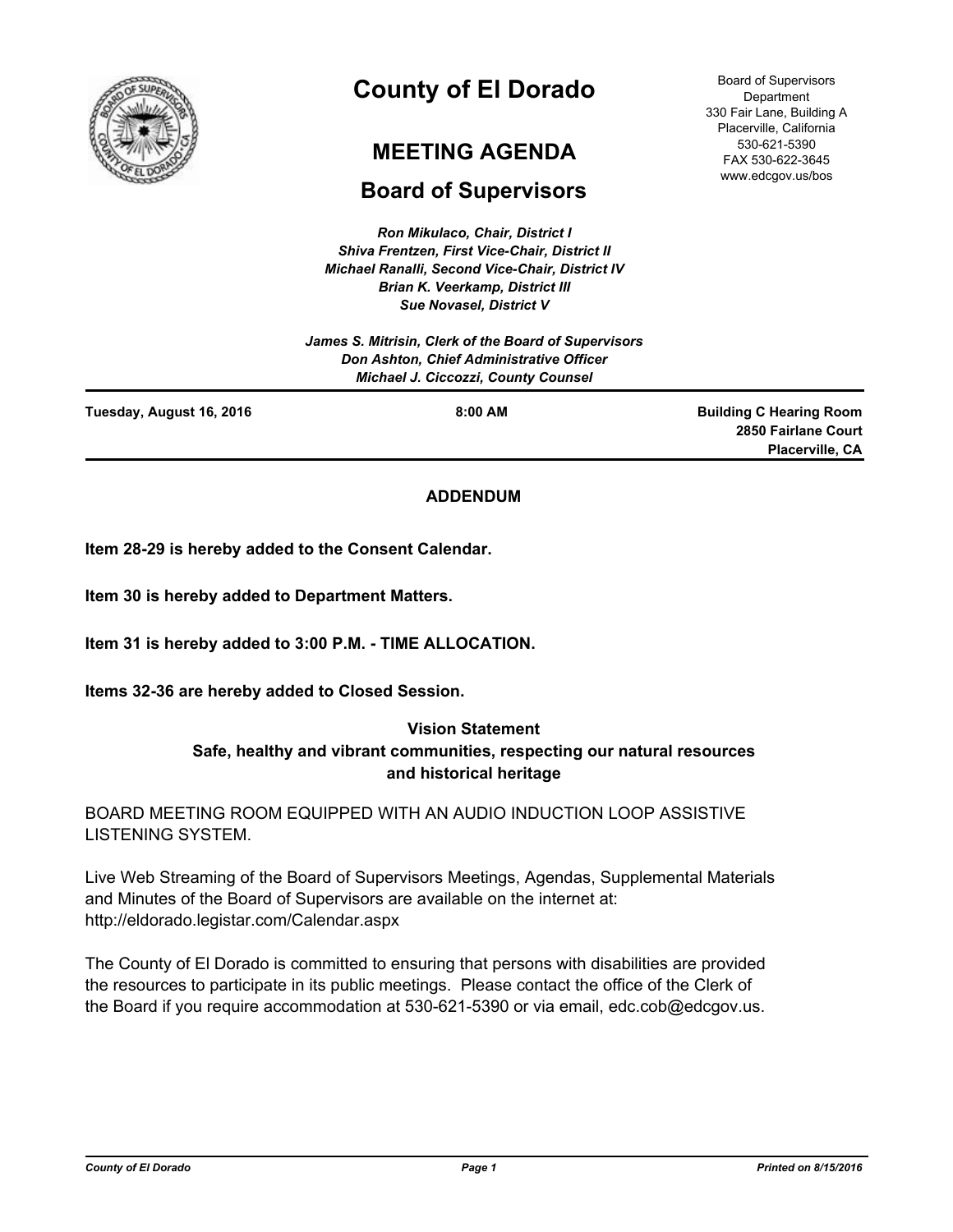# County of El Dorado

## MEETING AGENDA

## Board of Supervisors

Board of Supervisors
Department
330 Fair Lane, Building A
Placerville, California
530-621-5390
FAX 530-622-3645
www.edcgov.us/bos

*Ron Mikulaco, Chair, District I*
*Shiva Frentzen, First Vice-Chair, District II*
*Michael Ranalli, Second Vice-Chair, District IV*
*Brian K. Veerkamp, District III*
*Sue Novasel, District V*

*James S. Mitrisin, Clerk of the Board of Supervisors*
*Don Ashton, Chief Administrative Officer*
*Michael J. Ciccozzi, County Counsel*

**Tuesday, August 16, 2016** | **8:00 AM** | **Building C Hearing Room, 2850 Fairlane Court, Placerville, CA**

**ADDENDUM**

**Item 28-29 is hereby added to the Consent Calendar.**

**Item 30 is hereby added to Department Matters.**

**Item 31 is hereby added to 3:00 P.M. - TIME ALLOCATION.**

**Items 32-36 are hereby added to Closed Session.**

**Vision Statement**
**Safe, healthy and vibrant communities, respecting our natural resources and historical heritage**

BOARD MEETING ROOM EQUIPPED WITH AN AUDIO INDUCTION LOOP ASSISTIVE LISTENING SYSTEM.

Live Web Streaming of the Board of Supervisors Meetings, Agendas, Supplemental Materials and Minutes of the Board of Supervisors are available on the internet at: http://eldorado.legistar.com/Calendar.aspx

The County of El Dorado is committed to ensuring that persons with disabilities are provided the resources to participate in its public meetings. Please contact the office of the Clerk of the Board if you require accommodation at 530-621-5390 or via email, edc.cob@edcgov.us.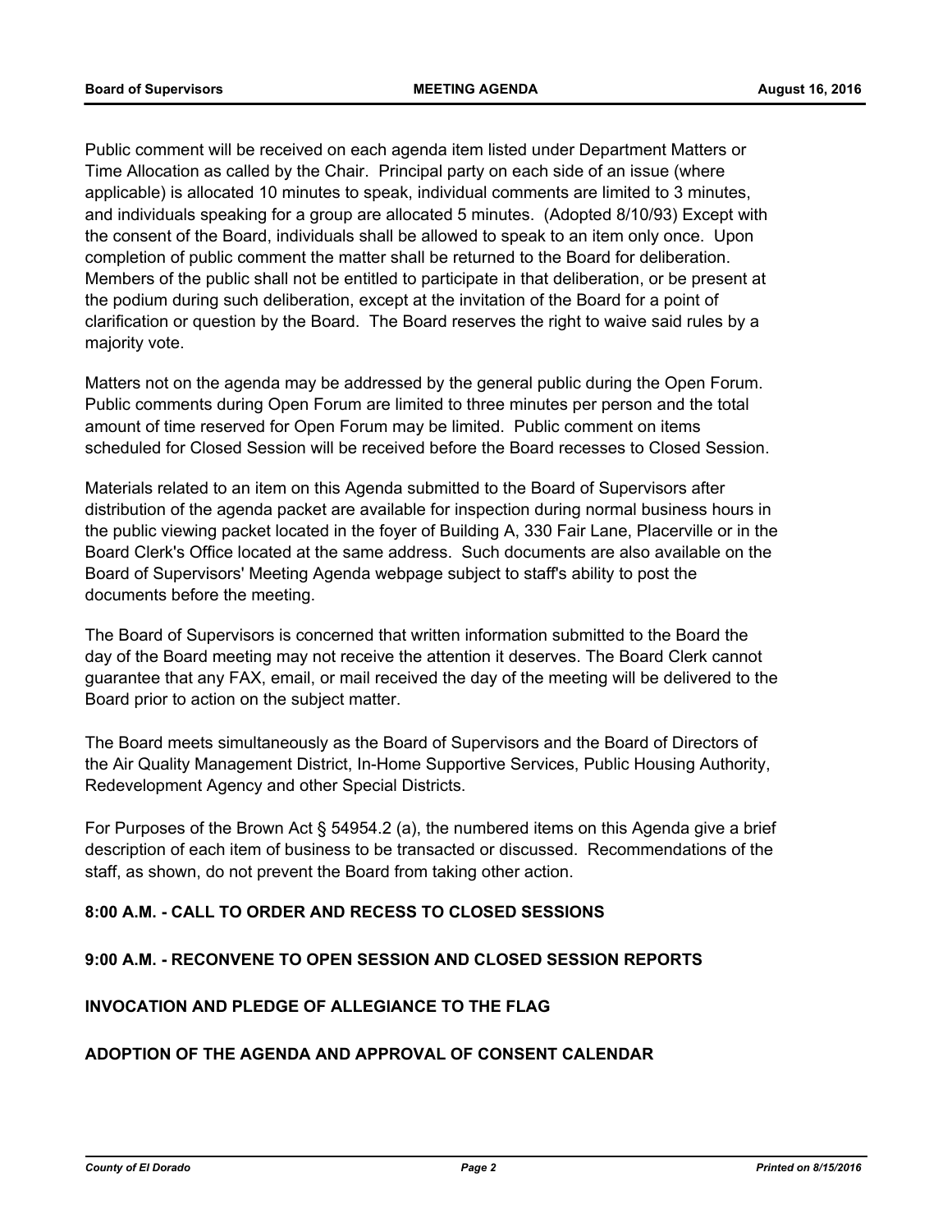Public comment will be received on each agenda item listed under Department Matters or Time Allocation as called by the Chair. Principal party on each side of an issue (where applicable) is allocated 10 minutes to speak, individual comments are limited to 3 minutes, and individuals speaking for a group are allocated 5 minutes. (Adopted 8/10/93) Except with the consent of the Board, individuals shall be allowed to speak to an item only once. Upon completion of public comment the matter shall be returned to the Board for deliberation. Members of the public shall not be entitled to participate in that deliberation, or be present at the podium during such deliberation, except at the invitation of the Board for a point of clarification or question by the Board. The Board reserves the right to waive said rules by a majority vote.

Matters not on the agenda may be addressed by the general public during the Open Forum. Public comments during Open Forum are limited to three minutes per person and the total amount of time reserved for Open Forum may be limited. Public comment on items scheduled for Closed Session will be received before the Board recesses to Closed Session.

Materials related to an item on this Agenda submitted to the Board of Supervisors after distribution of the agenda packet are available for inspection during normal business hours in the public viewing packet located in the foyer of Building A, 330 Fair Lane, Placerville or in the Board Clerk's Office located at the same address. Such documents are also available on the Board of Supervisors' Meeting Agenda webpage subject to staff's ability to post the documents before the meeting.

The Board of Supervisors is concerned that written information submitted to the Board the day of the Board meeting may not receive the attention it deserves. The Board Clerk cannot guarantee that any FAX, email, or mail received the day of the meeting will be delivered to the Board prior to action on the subject matter.

The Board meets simultaneously as the Board of Supervisors and the Board of Directors of the Air Quality Management District, In-Home Supportive Services, Public Housing Authority, Redevelopment Agency and other Special Districts.

For Purposes of the Brown Act § 54954.2 (a), the numbered items on this Agenda give a brief description of each item of business to be transacted or discussed. Recommendations of the staff, as shown, do not prevent the Board from taking other action.

**8:00 A.M. - CALL TO ORDER AND RECESS TO CLOSED SESSIONS**

**9:00 A.M. - RECONVENE TO OPEN SESSION AND CLOSED SESSION REPORTS**

**INVOCATION AND PLEDGE OF ALLEGIANCE TO THE FLAG**

**ADOPTION OF THE AGENDA AND APPROVAL OF CONSENT CALENDAR**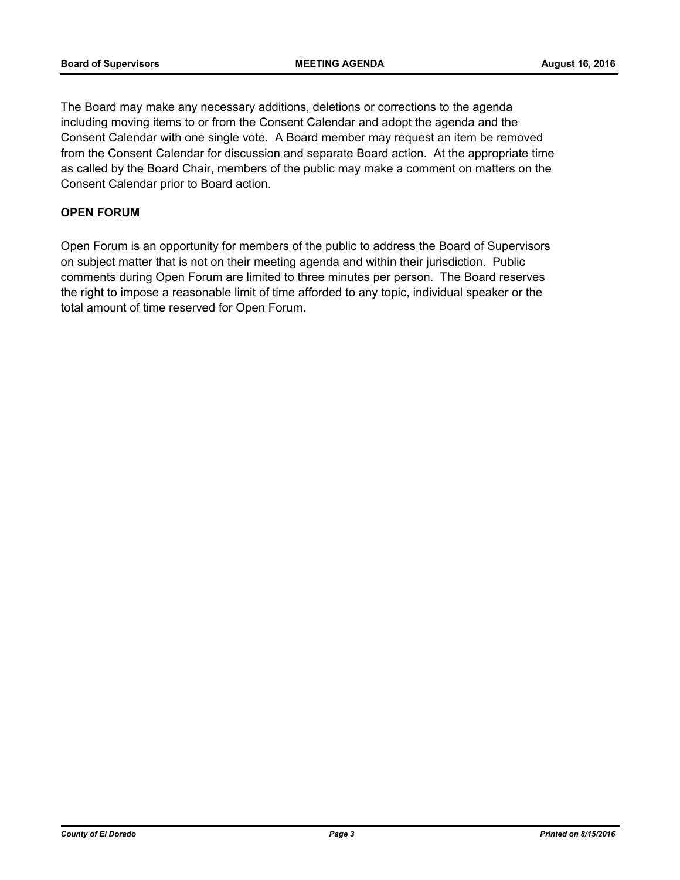The Board may make any necessary additions, deletions or corrections to the agenda including moving items to or from the Consent Calendar and adopt the agenda and the Consent Calendar with one single vote. A Board member may request an item be removed from the Consent Calendar for discussion and separate Board action. At the appropriate time as called by the Board Chair, members of the public may make a comment on matters on the Consent Calendar prior to Board action.

**OPEN FORUM**

Open Forum is an opportunity for members of the public to address the Board of Supervisors on subject matter that is not on their meeting agenda and within their jurisdiction. Public comments during Open Forum are limited to three minutes per person. The Board reserves the right to impose a reasonable limit of time afforded to any topic, individual speaker or the total amount of time reserved for Open Forum.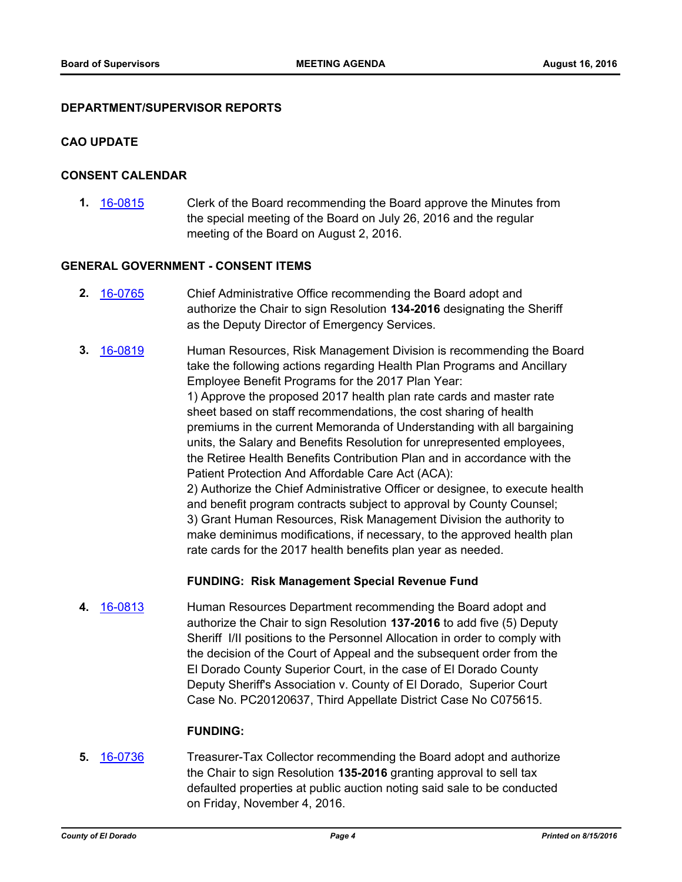**DEPARTMENT/SUPERVISOR REPORTS**

**CAO UPDATE**

**CONSENT CALENDAR**

**1.** [16-0815](#) Clerk of the Board recommending the Board approve the Minutes from the special meeting of the Board on July 26, 2016 and the regular meeting of the Board on August 2, 2016.

**GENERAL GOVERNMENT - CONSENT ITEMS**

**2.** [16-0765](#) Chief Administrative Office recommending the Board adopt and authorize the Chair to sign Resolution **134-2016** designating the Sheriff as the Deputy Director of Emergency Services.

**3.** [16-0819](#) Human Resources, Risk Management Division is recommending the Board take the following actions regarding Health Plan Programs and Ancillary Employee Benefit Programs for the 2017 Plan Year:
1) Approve the proposed 2017 health plan rate cards and master rate sheet based on staff recommendations, the cost sharing of health premiums in the current Memoranda of Understanding with all bargaining units, the Salary and Benefits Resolution for unrepresented employees, the Retiree Health Benefits Contribution Plan and in accordance with the Patient Protection And Affordable Care Act (ACA):
2) Authorize the Chief Administrative Officer or designee, to execute health and benefit program contracts subject to approval by County Counsel;
3) Grant Human Resources, Risk Management Division the authority to make deminimus modifications, if necessary, to the approved health plan rate cards for the 2017 health benefits plan year as needed.

**FUNDING: Risk Management Special Revenue Fund**

**4.** [16-0813](#) Human Resources Department recommending the Board adopt and authorize the Chair to sign Resolution **137-2016** to add five (5) Deputy Sheriff I/II positions to the Personnel Allocation in order to comply with the decision of the Court of Appeal and the subsequent order from the El Dorado County Superior Court, in the case of El Dorado County Deputy Sheriff's Association v. County of El Dorado, Superior Court Case No. PC20120637, Third Appellate District Case No C075615.

**FUNDING:**

**5.** [16-0736](#) Treasurer-Tax Collector recommending the Board adopt and authorize the Chair to sign Resolution **135-2016** granting approval to sell tax defaulted properties at public auction noting said sale to be conducted on Friday, November 4, 2016.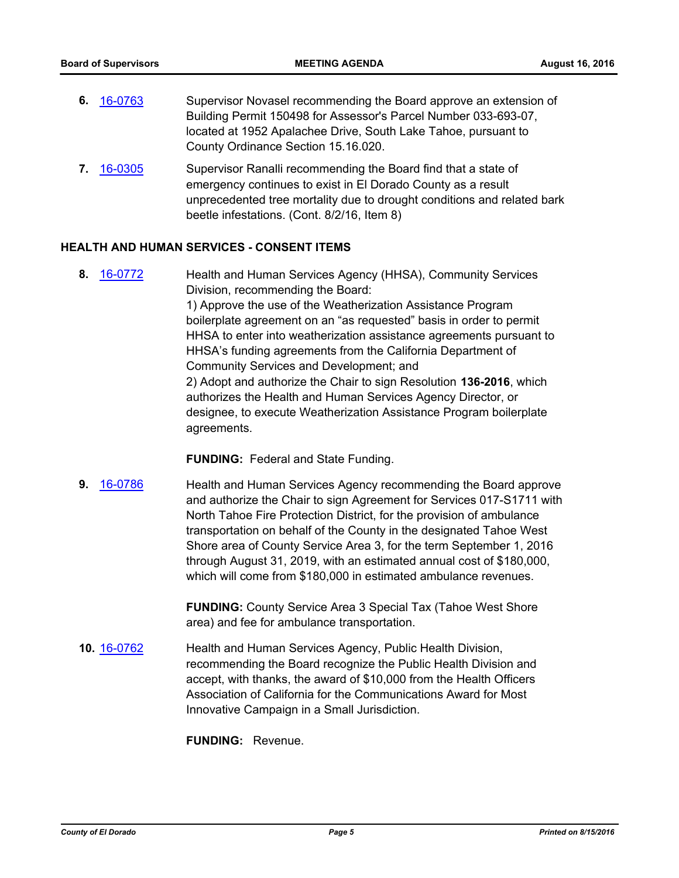6. 16-0763 Supervisor Novasel recommending the Board approve an extension of Building Permit 150498 for Assessor's Parcel Number 033-693-07, located at 1952 Apalachee Drive, South Lake Tahoe, pursuant to County Ordinance Section 15.16.020.

7. 16-0305 Supervisor Ranalli recommending the Board find that a state of emergency continues to exist in El Dorado County as a result unprecedented tree mortality due to drought conditions and related bark beetle infestations. (Cont. 8/2/16, Item 8)

## HEALTH AND HUMAN SERVICES - CONSENT ITEMS

8. 16-0772 Health and Human Services Agency (HHSA), Community Services Division, recommending the Board:
1) Approve the use of the Weatherization Assistance Program boilerplate agreement on an "as requested" basis in order to permit HHSA to enter into weatherization assistance agreements pursuant to HHSA's funding agreements from the California Department of Community Services and Development; and
2) Adopt and authorize the Chair to sign Resolution **136-2016**, which authorizes the Health and Human Services Agency Director, or designee, to execute Weatherization Assistance Program boilerplate agreements.

   **FUNDING:** Federal and State Funding.

9. 16-0786 Health and Human Services Agency recommending the Board approve and authorize the Chair to sign Agreement for Services 017-S1711 with North Tahoe Fire Protection District, for the provision of ambulance transportation on behalf of the County in the designated Tahoe West Shore area of County Service Area 3, for the term September 1, 2016 through August 31, 2019, with an estimated annual cost of $180,000, which will come from $180,000 in estimated ambulance revenues.

   **FUNDING:** County Service Area 3 Special Tax (Tahoe West Shore area) and fee for ambulance transportation.

10. 16-0762 Health and Human Services Agency, Public Health Division, recommending the Board recognize the Public Health Division and accept, with thanks, the award of $10,000 from the Health Officers Association of California for the Communications Award for Most Innovative Campaign in a Small Jurisdiction.

   **FUNDING:** Revenue.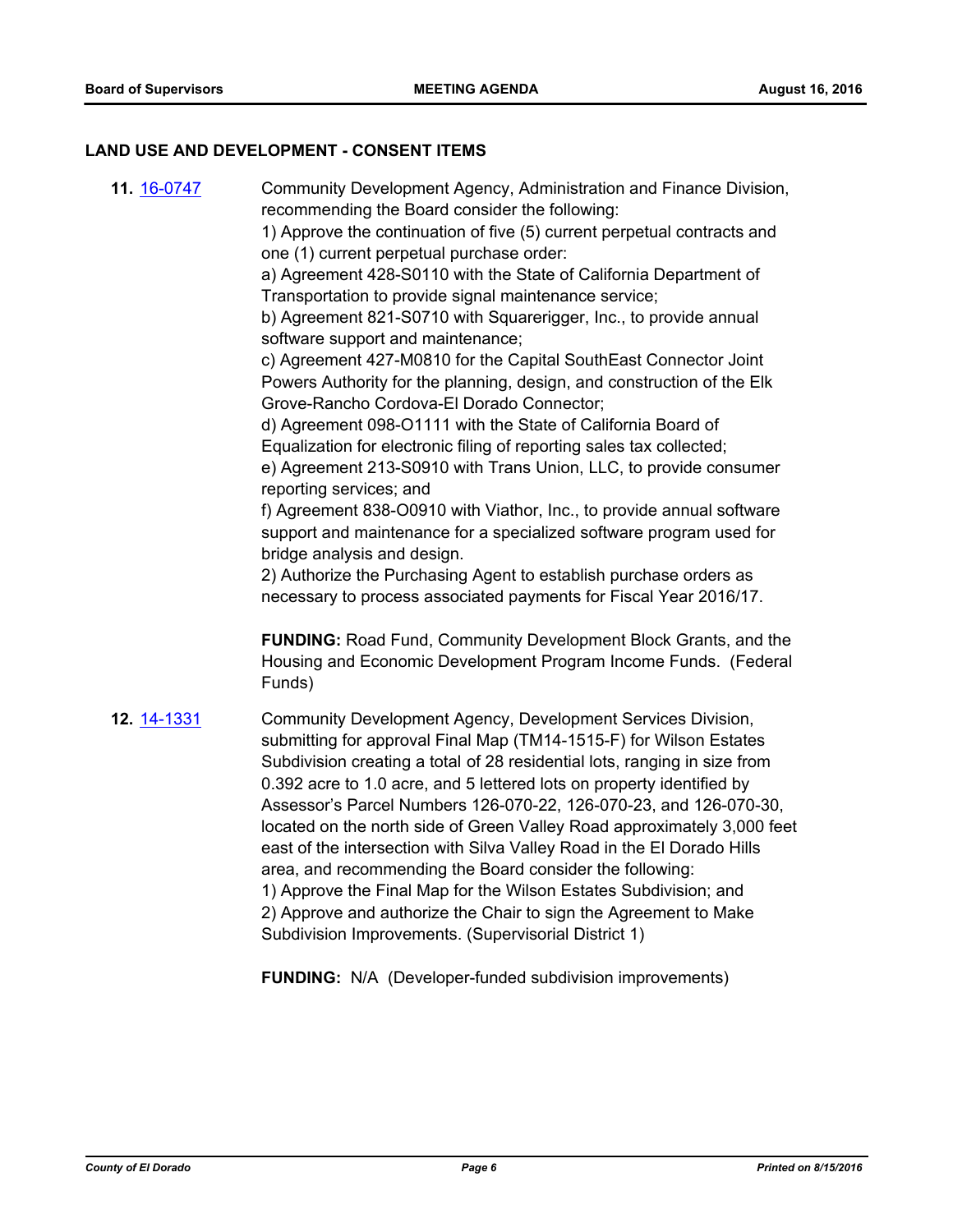## LAND USE AND DEVELOPMENT - CONSENT ITEMS

**11.** [16-0747](16-0747)

Community Development Agency, Administration and Finance Division, recommending the Board consider the following:
1) Approve the continuation of five (5) current perpetual contracts and one (1) current perpetual purchase order:
a) Agreement 428-S0110 with the State of California Department of Transportation to provide signal maintenance service;
b) Agreement 821-S0710 with Squarerigger, Inc., to provide annual software support and maintenance;
c) Agreement 427-M0810 for the Capital SouthEast Connector Joint Powers Authority for the planning, design, and construction of the Elk Grove-Rancho Cordova-El Dorado Connector;
d) Agreement 098-O1111 with the State of California Board of Equalization for electronic filing of reporting sales tax collected;
e) Agreement 213-S0910 with Trans Union, LLC, to provide consumer reporting services; and
f) Agreement 838-O0910 with Viathor, Inc., to provide annual software support and maintenance for a specialized software program used for bridge analysis and design.
2) Authorize the Purchasing Agent to establish purchase orders as necessary to process associated payments for Fiscal Year 2016/17.

**FUNDING:** Road Fund, Community Development Block Grants, and the Housing and Economic Development Program Income Funds. (Federal Funds)

**12.** [14-1331](14-1331)

Community Development Agency, Development Services Division, submitting for approval Final Map (TM14-1515-F) for Wilson Estates Subdivision creating a total of 28 residential lots, ranging in size from 0.392 acre to 1.0 acre, and 5 lettered lots on property identified by Assessor's Parcel Numbers 126-070-22, 126-070-23, and 126-070-30, located on the north side of Green Valley Road approximately 3,000 feet east of the intersection with Silva Valley Road in the El Dorado Hills area, and recommending the Board consider the following:
1) Approve the Final Map for the Wilson Estates Subdivision; and
2) Approve and authorize the Chair to sign the Agreement to Make Subdivision Improvements. (Supervisorial District 1)

**FUNDING:** N/A (Developer-funded subdivision improvements)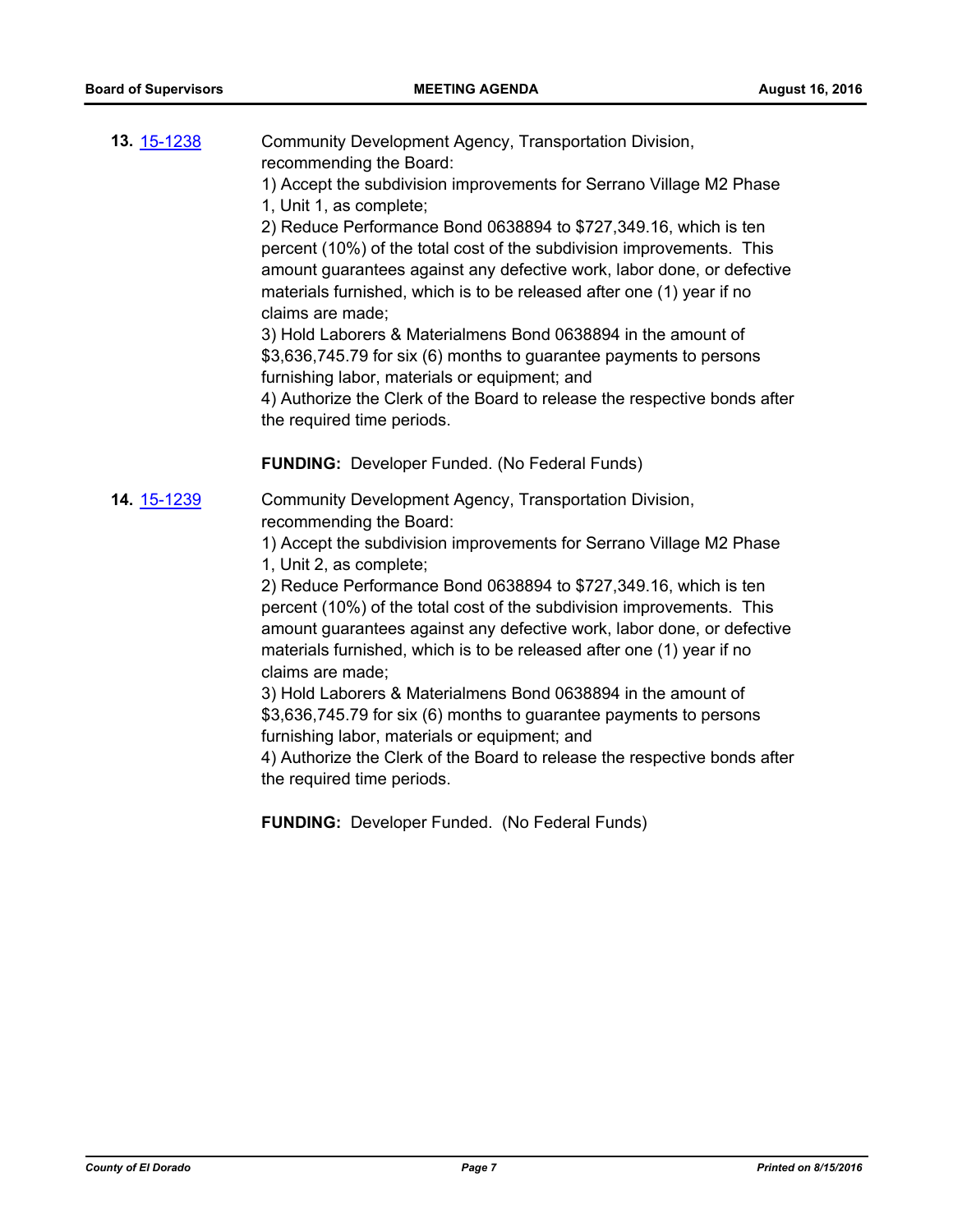**13.** 15-1238

Community Development Agency, Transportation Division, recommending the Board:
1) Accept the subdivision improvements for Serrano Village M2 Phase 1, Unit 1, as complete;
2) Reduce Performance Bond 0638894 to $727,349.16, which is ten percent (10%) of the total cost of the subdivision improvements. This amount guarantees against any defective work, labor done, or defective materials furnished, which is to be released after one (1) year if no claims are made;
3) Hold Laborers & Materialmens Bond 0638894 in the amount of $3,636,745.79 for six (6) months to guarantee payments to persons furnishing labor, materials or equipment; and
4) Authorize the Clerk of the Board to release the respective bonds after the required time periods.

**FUNDING:** Developer Funded. (No Federal Funds)

**14.** 15-1239

Community Development Agency, Transportation Division, recommending the Board:
1) Accept the subdivision improvements for Serrano Village M2 Phase 1, Unit 2, as complete;
2) Reduce Performance Bond 0638894 to $727,349.16, which is ten percent (10%) of the total cost of the subdivision improvements. This amount guarantees against any defective work, labor done, or defective materials furnished, which is to be released after one (1) year if no claims are made;
3) Hold Laborers & Materialmens Bond 0638894 in the amount of $3,636,745.79 for six (6) months to guarantee payments to persons furnishing labor, materials or equipment; and
4) Authorize the Clerk of the Board to release the respective bonds after the required time periods.

**FUNDING:** Developer Funded. (No Federal Funds)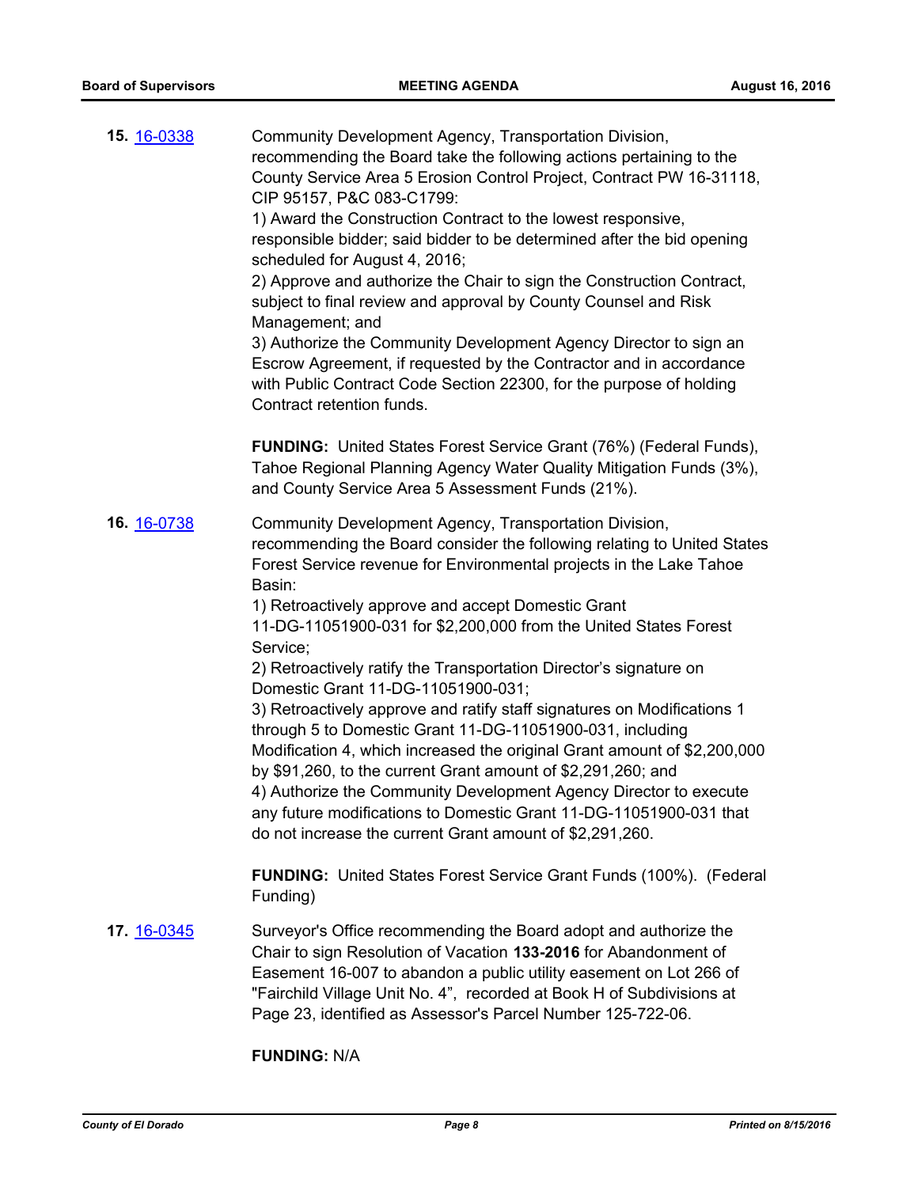**15.** 16-0338 Community Development Agency, Transportation Division, recommending the Board take the following actions pertaining to the County Service Area 5 Erosion Control Project, Contract PW 16-31118, CIP 95157, P&C 083-C1799:
1) Award the Construction Contract to the lowest responsive, responsible bidder; said bidder to be determined after the bid opening scheduled for August 4, 2016;
2) Approve and authorize the Chair to sign the Construction Contract, subject to final review and approval by County Counsel and Risk Management; and
3) Authorize the Community Development Agency Director to sign an Escrow Agreement, if requested by the Contractor and in accordance with Public Contract Code Section 22300, for the purpose of holding Contract retention funds.

**FUNDING:** United States Forest Service Grant (76%) (Federal Funds), Tahoe Regional Planning Agency Water Quality Mitigation Funds (3%), and County Service Area 5 Assessment Funds (21%).

**16.** 16-0738 Community Development Agency, Transportation Division, recommending the Board consider the following relating to United States Forest Service revenue for Environmental projects in the Lake Tahoe Basin:
1) Retroactively approve and accept Domestic Grant 11-DG-11051900-031 for $2,200,000 from the United States Forest Service;
2) Retroactively ratify the Transportation Director's signature on Domestic Grant 11-DG-11051900-031;
3) Retroactively approve and ratify staff signatures on Modifications 1 through 5 to Domestic Grant 11-DG-11051900-031, including Modification 4, which increased the original Grant amount of $2,200,000 by $91,260, to the current Grant amount of $2,291,260; and
4) Authorize the Community Development Agency Director to execute any future modifications to Domestic Grant 11-DG-11051900-031 that do not increase the current Grant amount of $2,291,260.

**FUNDING:** United States Forest Service Grant Funds (100%). (Federal Funding)

**17.** 16-0345 Surveyor's Office recommending the Board adopt and authorize the Chair to sign Resolution of Vacation **133-2016** for Abandonment of Easement 16-007 to abandon a public utility easement on Lot 266 of "Fairchild Village Unit No. 4", recorded at Book H of Subdivisions at Page 23, identified as Assessor's Parcel Number 125-722-06.

**FUNDING:** N/A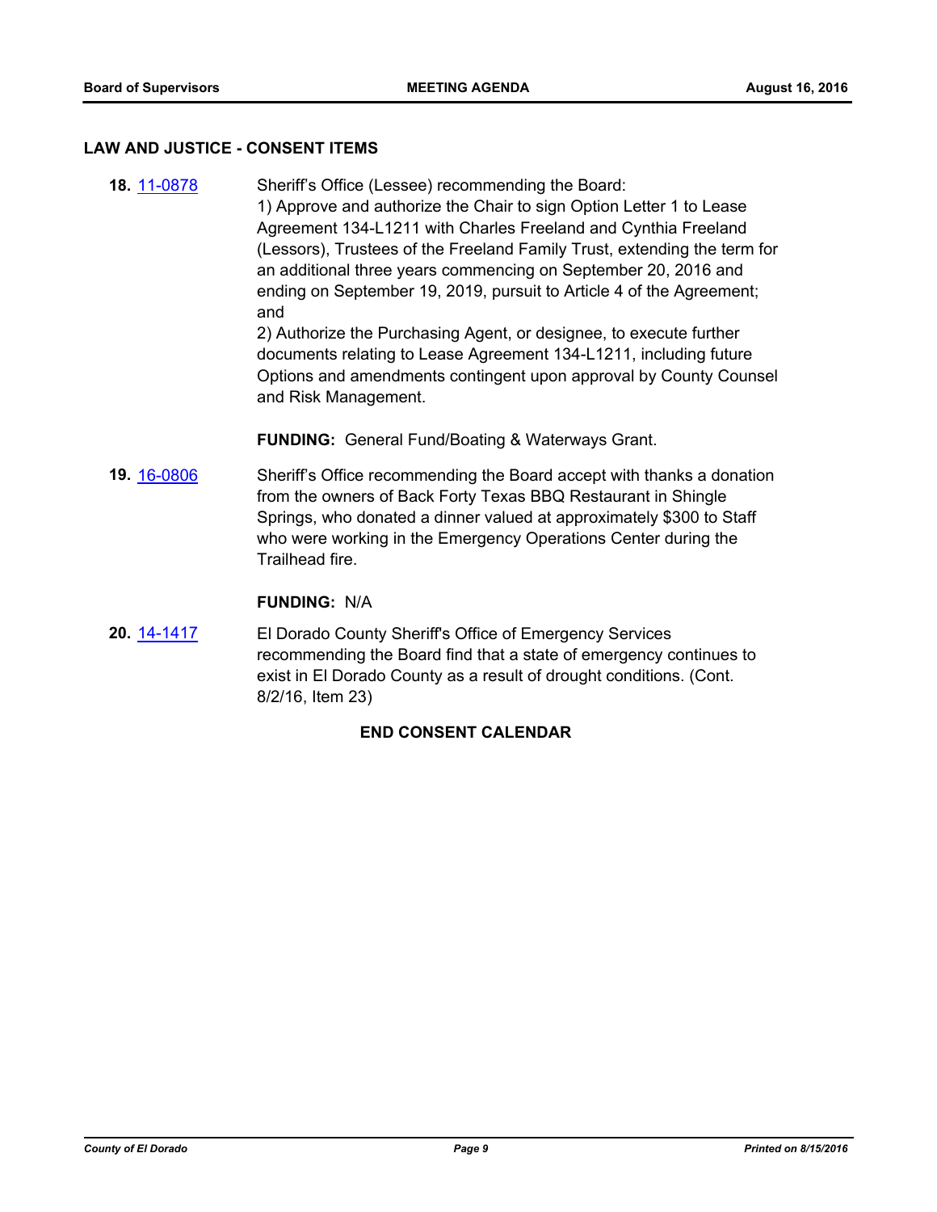## LAW AND JUSTICE - CONSENT ITEMS

**18.** 11-0878 Sheriff's Office (Lessee) recommending the Board:
1) Approve and authorize the Chair to sign Option Letter 1 to Lease Agreement 134-L1211 with Charles Freeland and Cynthia Freeland (Lessors), Trustees of the Freeland Family Trust, extending the term for an additional three years commencing on September 20, 2016 and ending on September 19, 2019, pursuit to Article 4 of the Agreement; and
2) Authorize the Purchasing Agent, or designee, to execute further documents relating to Lease Agreement 134-L1211, including future Options and amendments contingent upon approval by County Counsel and Risk Management.

**FUNDING:** General Fund/Boating & Waterways Grant.

**19.** 16-0806 Sheriff's Office recommending the Board accept with thanks a donation from the owners of Back Forty Texas BBQ Restaurant in Shingle Springs, who donated a dinner valued at approximately $300 to Staff who were working in the Emergency Operations Center during the Trailhead fire.

**FUNDING:** N/A

**20.** 14-1417 El Dorado County Sheriff's Office of Emergency Services recommending the Board find that a state of emergency continues to exist in El Dorado County as a result of drought conditions. (Cont. 8/2/16, Item 23)

**END CONSENT CALENDAR**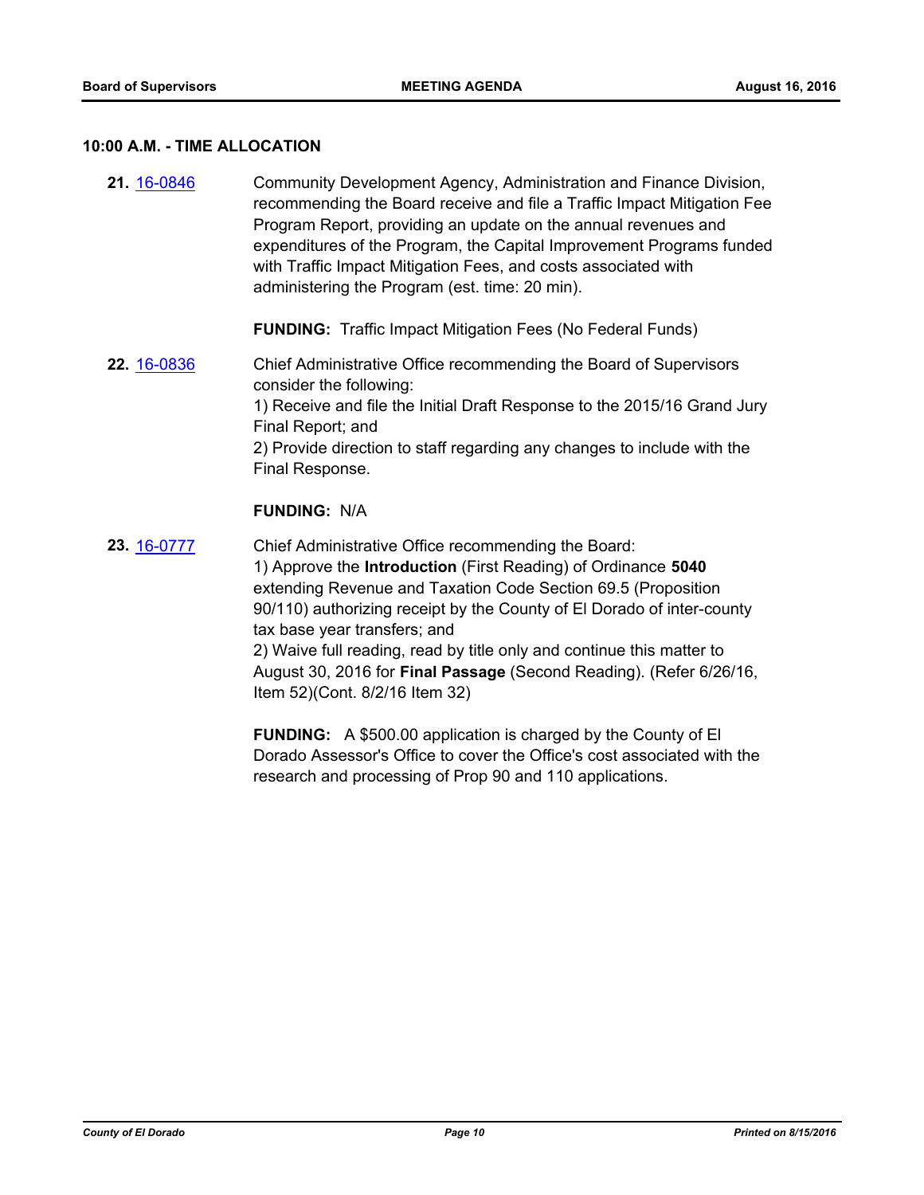## 10:00 A.M. - TIME ALLOCATION

**21.** 16-0846 Community Development Agency, Administration and Finance Division, recommending the Board receive and file a Traffic Impact Mitigation Fee Program Report, providing an update on the annual revenues and expenditures of the Program, the Capital Improvement Programs funded with Traffic Impact Mitigation Fees, and costs associated with administering the Program (est. time: 20 min).

**FUNDING:** Traffic Impact Mitigation Fees (No Federal Funds)

**22.** 16-0836 Chief Administrative Office recommending the Board of Supervisors consider the following:
1) Receive and file the Initial Draft Response to the 2015/16 Grand Jury Final Report; and
2) Provide direction to staff regarding any changes to include with the Final Response.

**FUNDING:** N/A

**23.** 16-0777 Chief Administrative Office recommending the Board:
1) Approve the **Introduction** (First Reading) of Ordinance **5040** extending Revenue and Taxation Code Section 69.5 (Proposition 90/110) authorizing receipt by the County of El Dorado of inter-county tax base year transfers; and
2) Waive full reading, read by title only and continue this matter to August 30, 2016 for **Final Passage** (Second Reading). (Refer 6/26/16, Item 52)(Cont. 8/2/16 Item 32)

**FUNDING:** A $500.00 application is charged by the County of El Dorado Assessor's Office to cover the Office's cost associated with the research and processing of Prop 90 and 110 applications.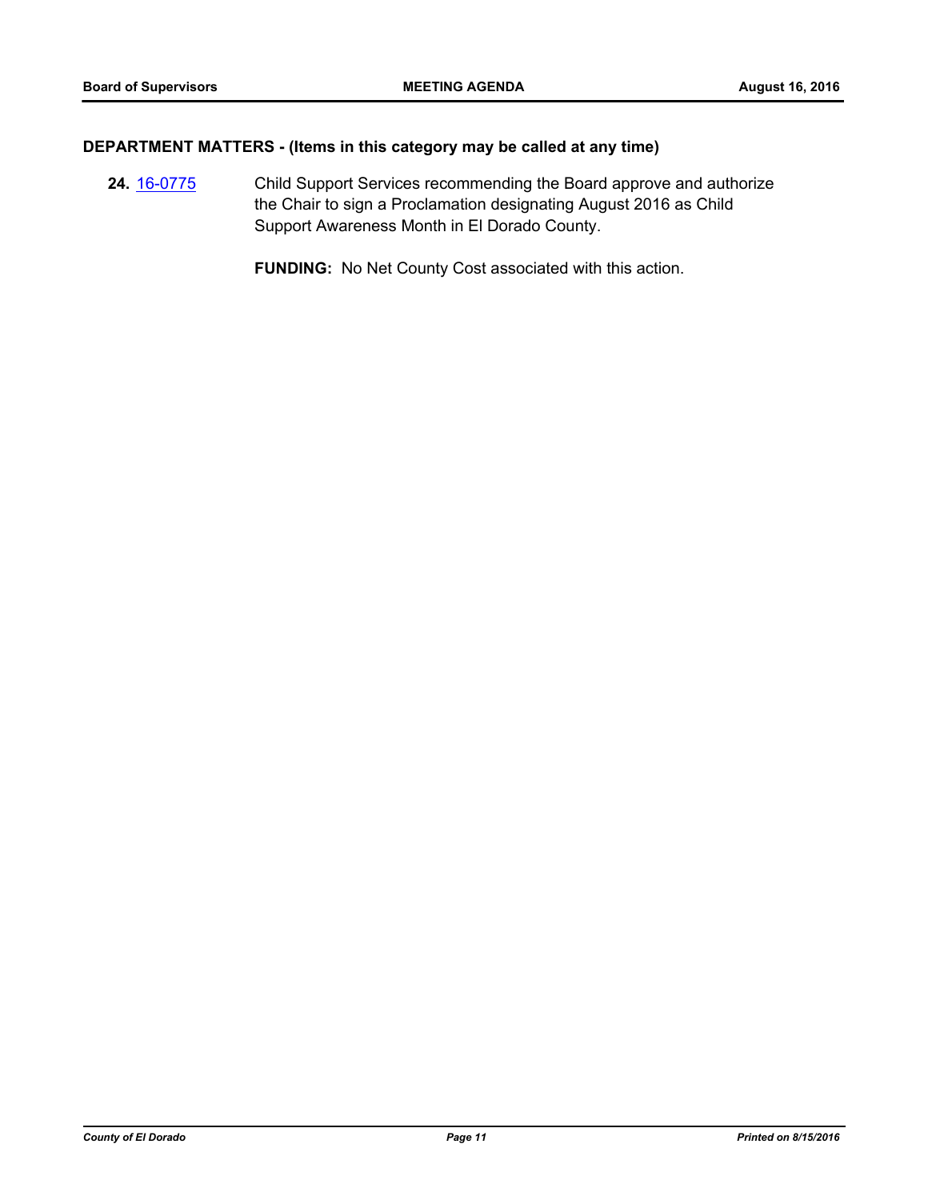## DEPARTMENT MATTERS - (Items in this category may be called at any time)

**24.** 16-0775 Child Support Services recommending the Board approve and authorize the Chair to sign a Proclamation designating August 2016 as Child Support Awareness Month in El Dorado County.

**FUNDING:** No Net County Cost associated with this action.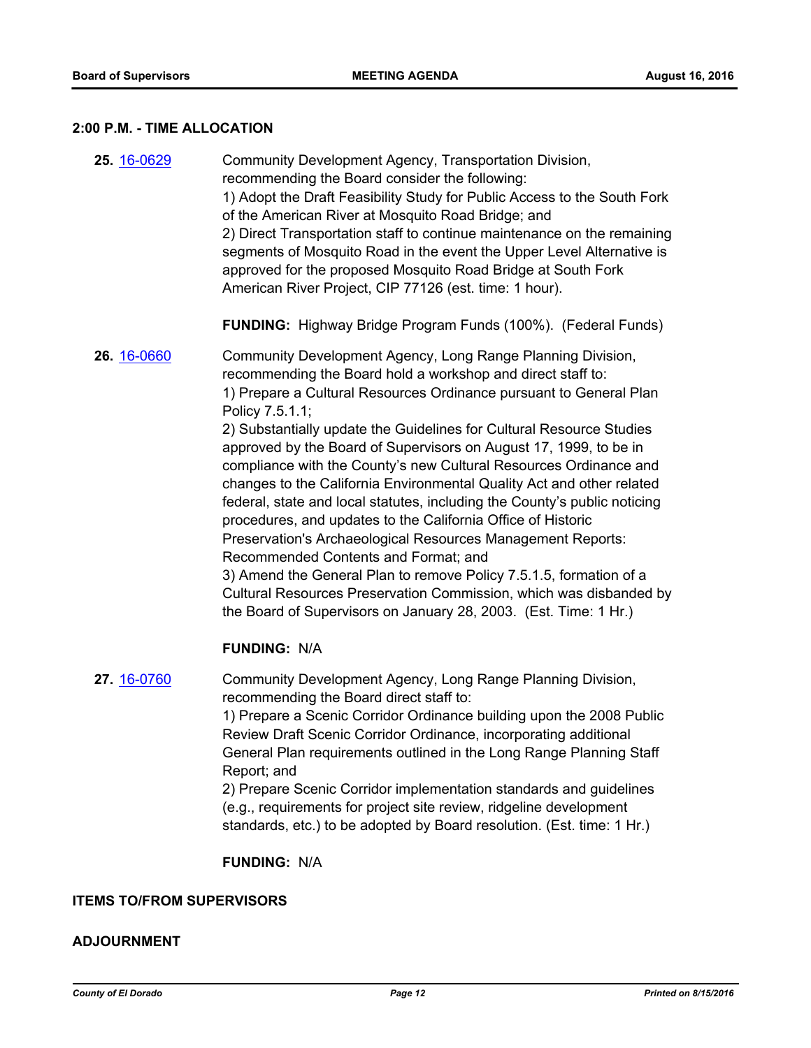## 2:00 P.M. - TIME ALLOCATION

**25.** [16-0629](16-0629)

Community Development Agency, Transportation Division, recommending the Board consider the following:
1) Adopt the Draft Feasibility Study for Public Access to the South Fork of the American River at Mosquito Road Bridge; and
2) Direct Transportation staff to continue maintenance on the remaining segments of Mosquito Road in the event the Upper Level Alternative is approved for the proposed Mosquito Road Bridge at South Fork American River Project, CIP 77126 (est. time: 1 hour).

**FUNDING:** Highway Bridge Program Funds (100%). (Federal Funds)

**26.** [16-0660](16-0660)

Community Development Agency, Long Range Planning Division, recommending the Board hold a workshop and direct staff to:
1) Prepare a Cultural Resources Ordinance pursuant to General Plan Policy 7.5.1.1;
2) Substantially update the Guidelines for Cultural Resource Studies approved by the Board of Supervisors on August 17, 1999, to be in compliance with the County's new Cultural Resources Ordinance and changes to the California Environmental Quality Act and other related federal, state and local statutes, including the County's public noticing procedures, and updates to the California Office of Historic Preservation's Archaeological Resources Management Reports: Recommended Contents and Format; and
3) Amend the General Plan to remove Policy 7.5.1.5, formation of a Cultural Resources Preservation Commission, which was disbanded by the Board of Supervisors on January 28, 2003. (Est. Time: 1 Hr.)

**FUNDING:** N/A

**27.** [16-0760](16-0760)

Community Development Agency, Long Range Planning Division, recommending the Board direct staff to:
1) Prepare a Scenic Corridor Ordinance building upon the 2008 Public Review Draft Scenic Corridor Ordinance, incorporating additional General Plan requirements outlined in the Long Range Planning Staff Report; and
2) Prepare Scenic Corridor implementation standards and guidelines (e.g., requirements for project site review, ridgeline development standards, etc.) to be adopted by Board resolution. (Est. time: 1 Hr.)

**FUNDING:** N/A

## ITEMS TO/FROM SUPERVISORS

## ADJOURNMENT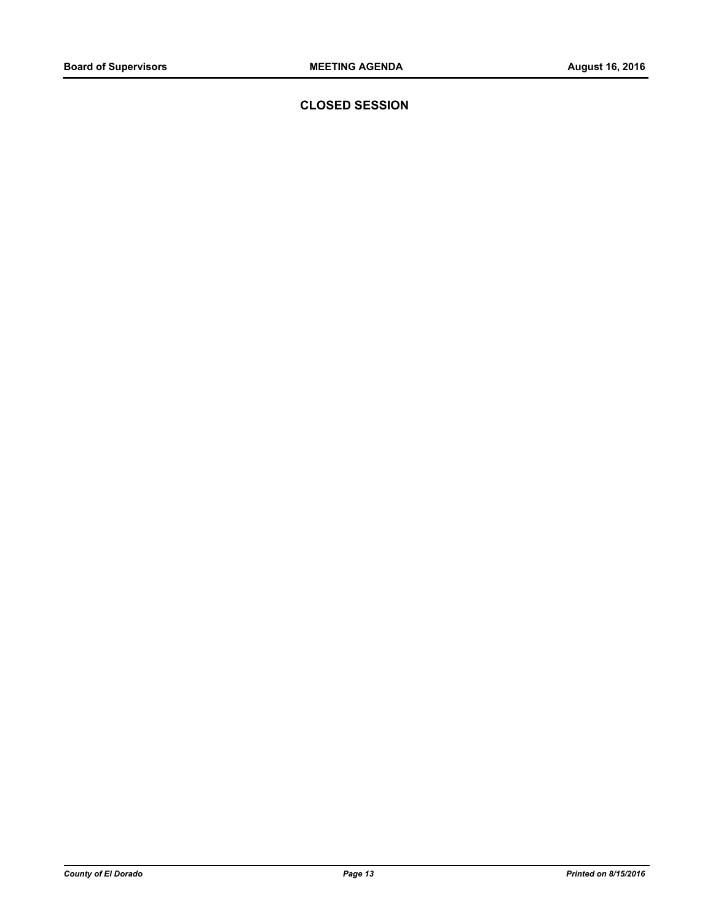## CLOSED SESSION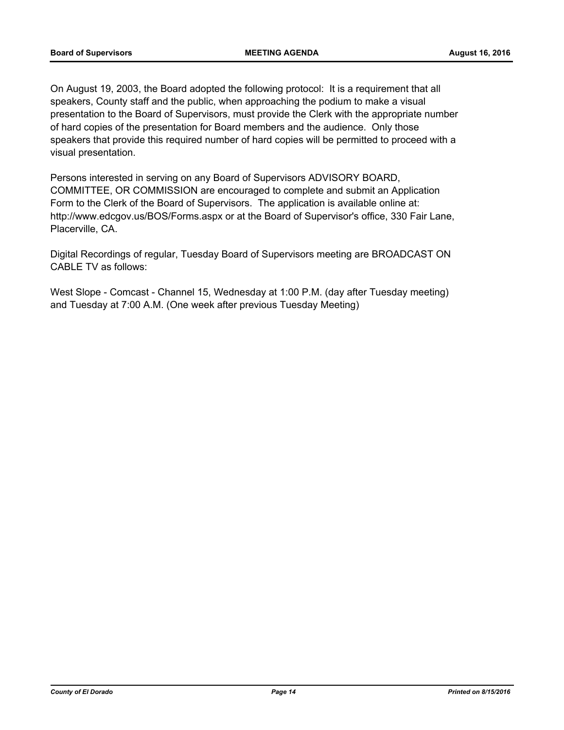On August 19, 2003, the Board adopted the following protocol: It is a requirement that all speakers, County staff and the public, when approaching the podium to make a visual presentation to the Board of Supervisors, must provide the Clerk with the appropriate number of hard copies of the presentation for Board members and the audience. Only those speakers that provide this required number of hard copies will be permitted to proceed with a visual presentation.

Persons interested in serving on any Board of Supervisors ADVISORY BOARD, COMMITTEE, OR COMMISSION are encouraged to complete and submit an Application Form to the Clerk of the Board of Supervisors. The application is available online at: http://www.edcgov.us/BOS/Forms.aspx or at the Board of Supervisor's office, 330 Fair Lane, Placerville, CA.

Digital Recordings of regular, Tuesday Board of Supervisors meeting are BROADCAST ON CABLE TV as follows:

West Slope - Comcast - Channel 15, Wednesday at 1:00 P.M. (day after Tuesday meeting) and Tuesday at 7:00 A.M. (One week after previous Tuesday Meeting)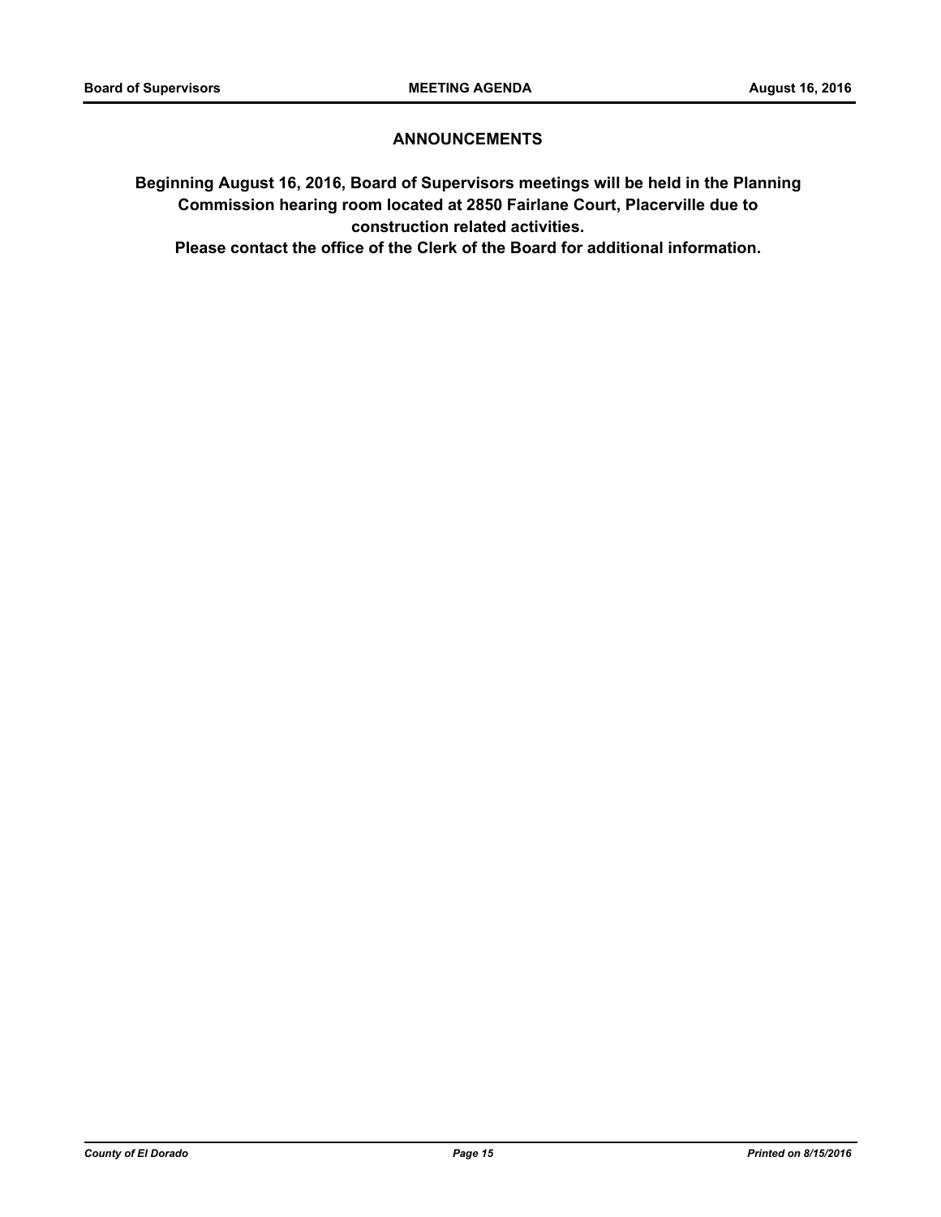## ANNOUNCEMENTS

**Beginning August 16, 2016, Board of Supervisors meetings will be held in the Planning Commission hearing room located at 2850 Fairlane Court, Placerville due to construction related activities.**

**Please contact the office of the Clerk of the Board for additional information.**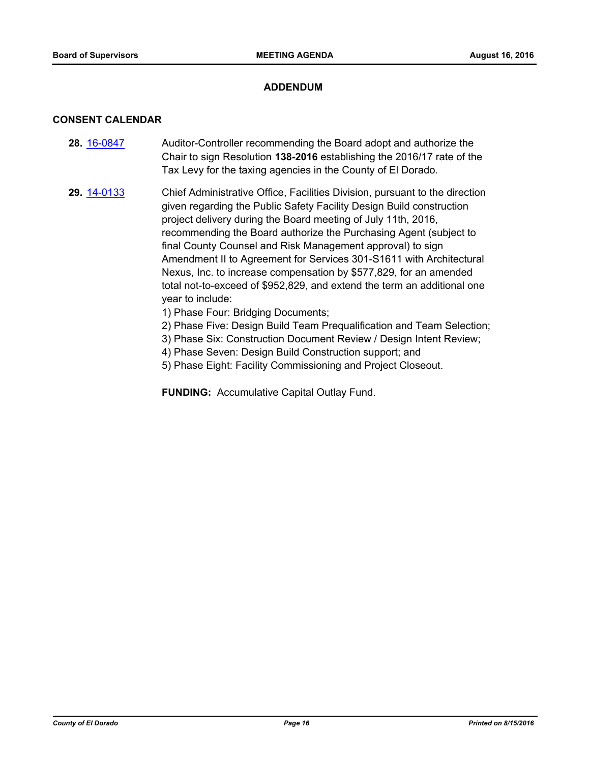## ADDENDUM

### CONSENT CALENDAR

**28.** 16-0847 Auditor-Controller recommending the Board adopt and authorize the Chair to sign Resolution **138-2016** establishing the 2016/17 rate of the Tax Levy for the taxing agencies in the County of El Dorado.

**29.** 14-0133 Chief Administrative Office, Facilities Division, pursuant to the direction given regarding the Public Safety Facility Design Build construction project delivery during the Board meeting of July 11th, 2016, recommending the Board authorize the Purchasing Agent (subject to final County Counsel and Risk Management approval) to sign Amendment II to Agreement for Services 301-S1611 with Architectural Nexus, Inc. to increase compensation by $577,829, for an amended total not-to-exceed of $952,829, and extend the term an additional one year to include:

1) Phase Four: Bridging Documents;
2) Phase Five: Design Build Team Prequalification and Team Selection;
3) Phase Six: Construction Document Review / Design Intent Review;
4) Phase Seven: Design Build Construction support; and
5) Phase Eight: Facility Commissioning and Project Closeout.

**FUNDING:** Accumulative Capital Outlay Fund.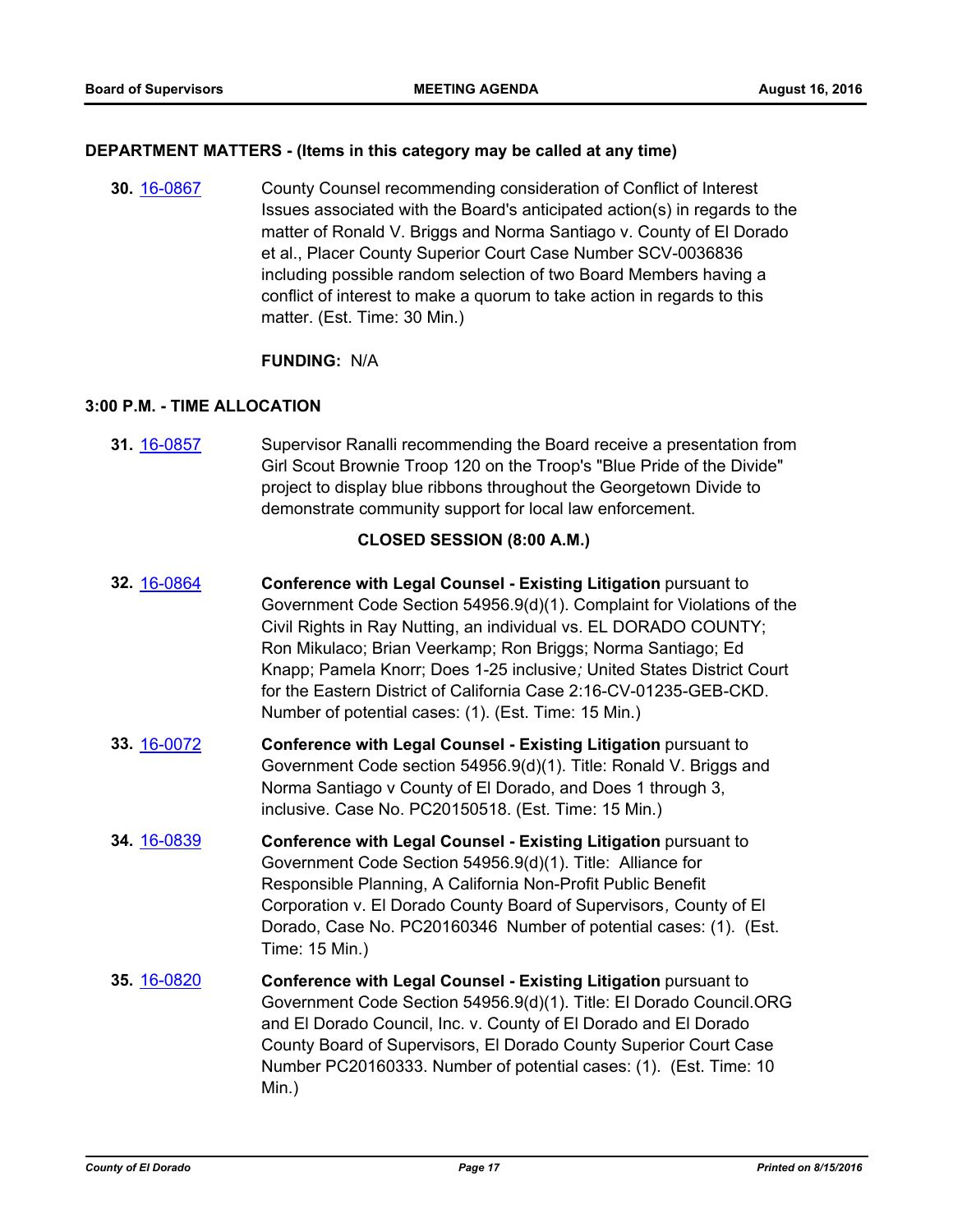## DEPARTMENT MATTERS - (Items in this category may be called at any time)

**30.** [16-0867](16-0867) County Counsel recommending consideration of Conflict of Interest Issues associated with the Board's anticipated action(s) in regards to the matter of Ronald V. Briggs and Norma Santiago v. County of El Dorado et al., Placer County Superior Court Case Number SCV-0036836 including possible random selection of two Board Members having a conflict of interest to make a quorum to take action in regards to this matter. (Est. Time: 30 Min.)

**FUNDING:** N/A

## 3:00 P.M. - TIME ALLOCATION

**31.** [16-0857](16-0857) Supervisor Ranalli recommending the Board receive a presentation from Girl Scout Brownie Troop 120 on the Troop's "Blue Pride of the Divide" project to display blue ribbons throughout the Georgetown Divide to demonstrate community support for local law enforcement.

## CLOSED SESSION (8:00 A.M.)

**32.** [16-0864](16-0864) **Conference with Legal Counsel - Existing Litigation** pursuant to Government Code Section 54956.9(d)(1). Complaint for Violations of the Civil Rights in Ray Nutting, an individual vs. EL DORADO COUNTY; Ron Mikulaco; Brian Veerkamp; Ron Briggs; Norma Santiago; Ed Knapp; Pamela Knorr; Does 1-25 inclusive*;* United States District Court for the Eastern District of California Case 2:16-CV-01235-GEB-CKD. Number of potential cases: (1). (Est. Time: 15 Min.)

**33.** [16-0072](16-0072) **Conference with Legal Counsel - Existing Litigation** pursuant to Government Code section 54956.9(d)(1). Title: Ronald V. Briggs and Norma Santiago v County of El Dorado, and Does 1 through 3, inclusive. Case No. PC20150518. (Est. Time: 15 Min.)

**34.** [16-0839](16-0839) **Conference with Legal Counsel - Existing Litigation** pursuant to Government Code Section 54956.9(d)(1). Title: Alliance for Responsible Planning, A California Non-Profit Public Benefit Corporation v. El Dorado County Board of Supervisors*,* County of El Dorado, Case No. PC20160346 Number of potential cases: (1). (Est. Time: 15 Min.)

**35.** [16-0820](16-0820) **Conference with Legal Counsel - Existing Litigation** pursuant to Government Code Section 54956.9(d)(1). Title: El Dorado Council.ORG and El Dorado Council, Inc. v. County of El Dorado and El Dorado County Board of Supervisors, El Dorado County Superior Court Case Number PC20160333. Number of potential cases: (1). (Est. Time: 10 Min.)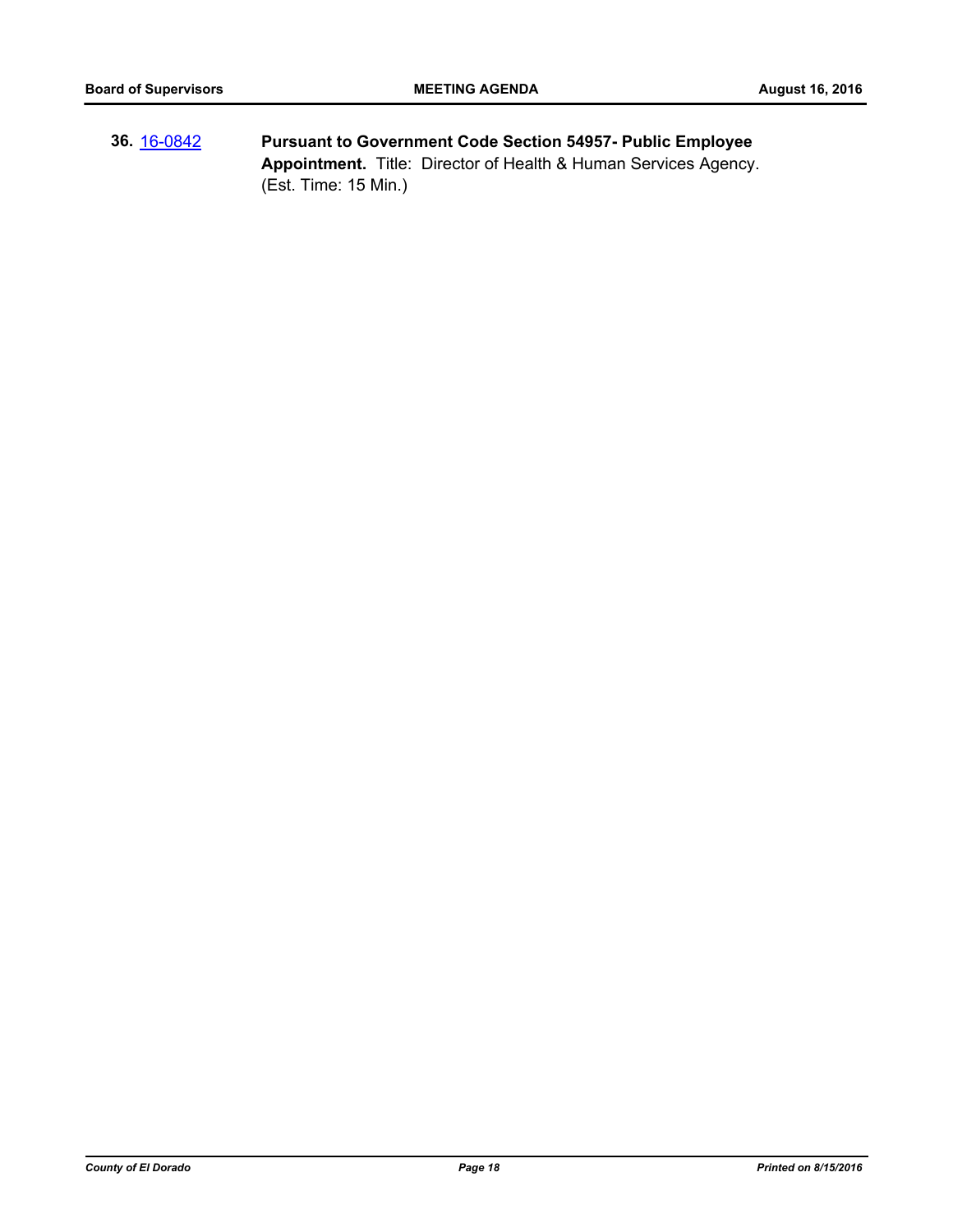**36.** [16-0842](16-0842) **Pursuant to Government Code Section 54957- Public Employee Appointment.** Title: Director of Health & Human Services Agency. (Est. Time: 15 Min.)